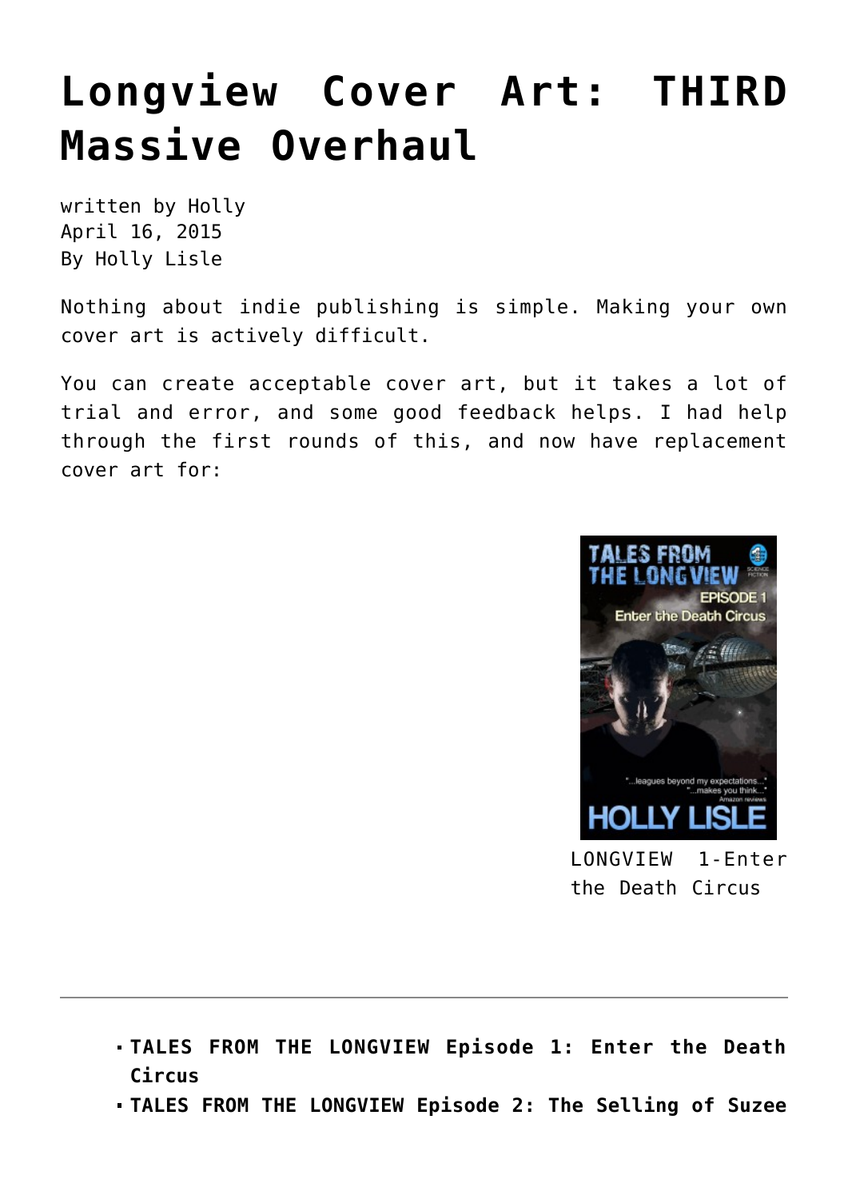# Longview Cover Art: THIRD Massive Overhaul

written by Holly
April 16, 2015
By Holly Lisle

Nothing about indie publishing is simple. Making your own cover art is actively difficult.

You can create acceptable cover art, but it takes a lot of trial and error, and some good feedback helps. I had help through the first rounds of this, and now have replacement cover art for:

LONGVIEW 1-Enter the Death Circus

---

- **TALES FROM THE LONGVIEW Episode 1: Enter the Death Circus**
- **TALES FROM THE LONGVIEW Episode 2: The Selling of Suzee**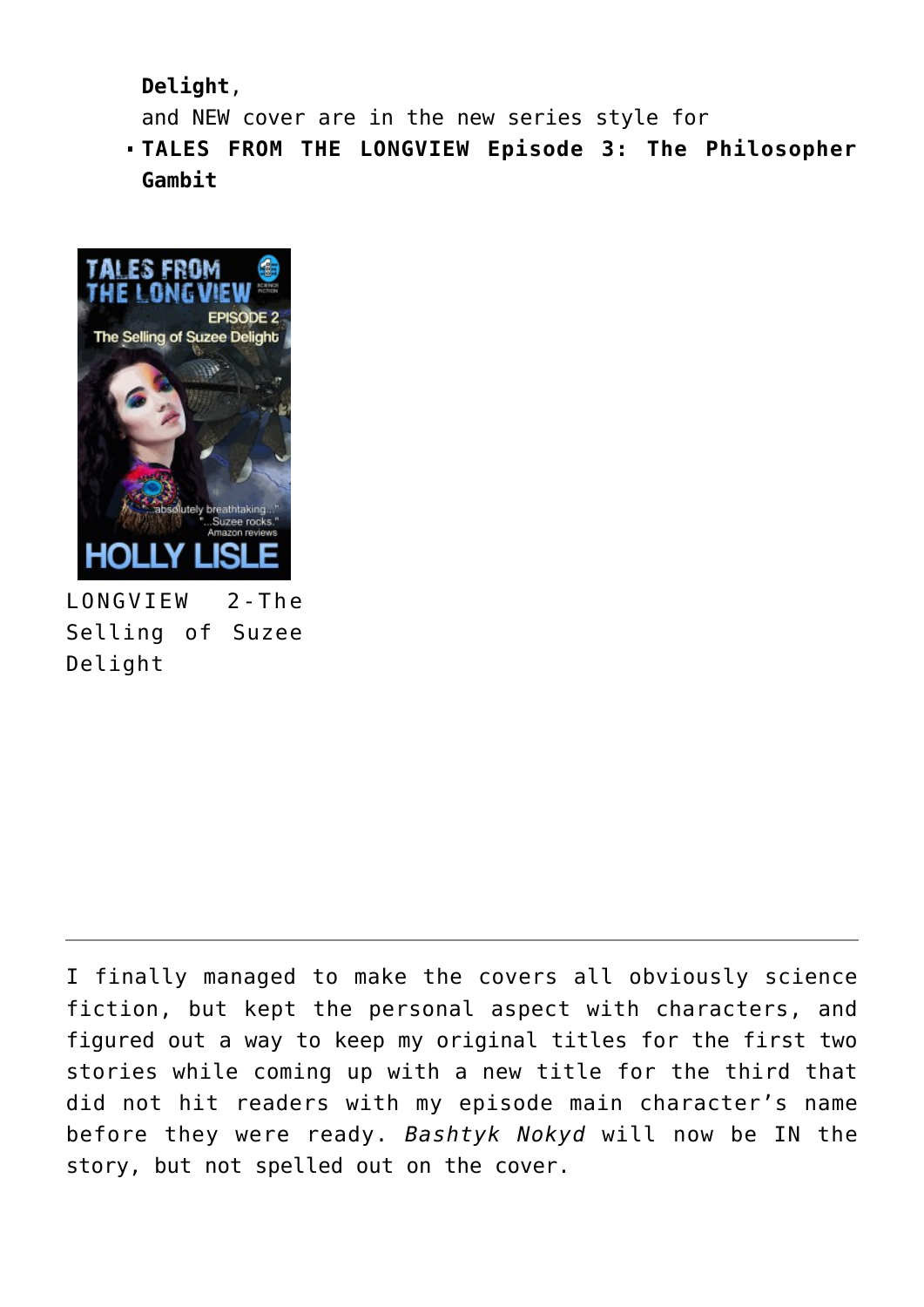**Delight**,
and NEW cover are in the new series style for

- **TALES FROM THE LONGVIEW Episode 3: The Philosopher Gambit**

LONGVIEW 2-The Selling of Suzee Delight

---

I finally managed to make the covers all obviously science fiction, but kept the personal aspect with characters, and figured out a way to keep my original titles for the first two stories while coming up with a new title for the third that did not hit readers with my episode main character's name before they were ready. *Bashtyk Nokyd* will now be IN the story, but not spelled out on the cover.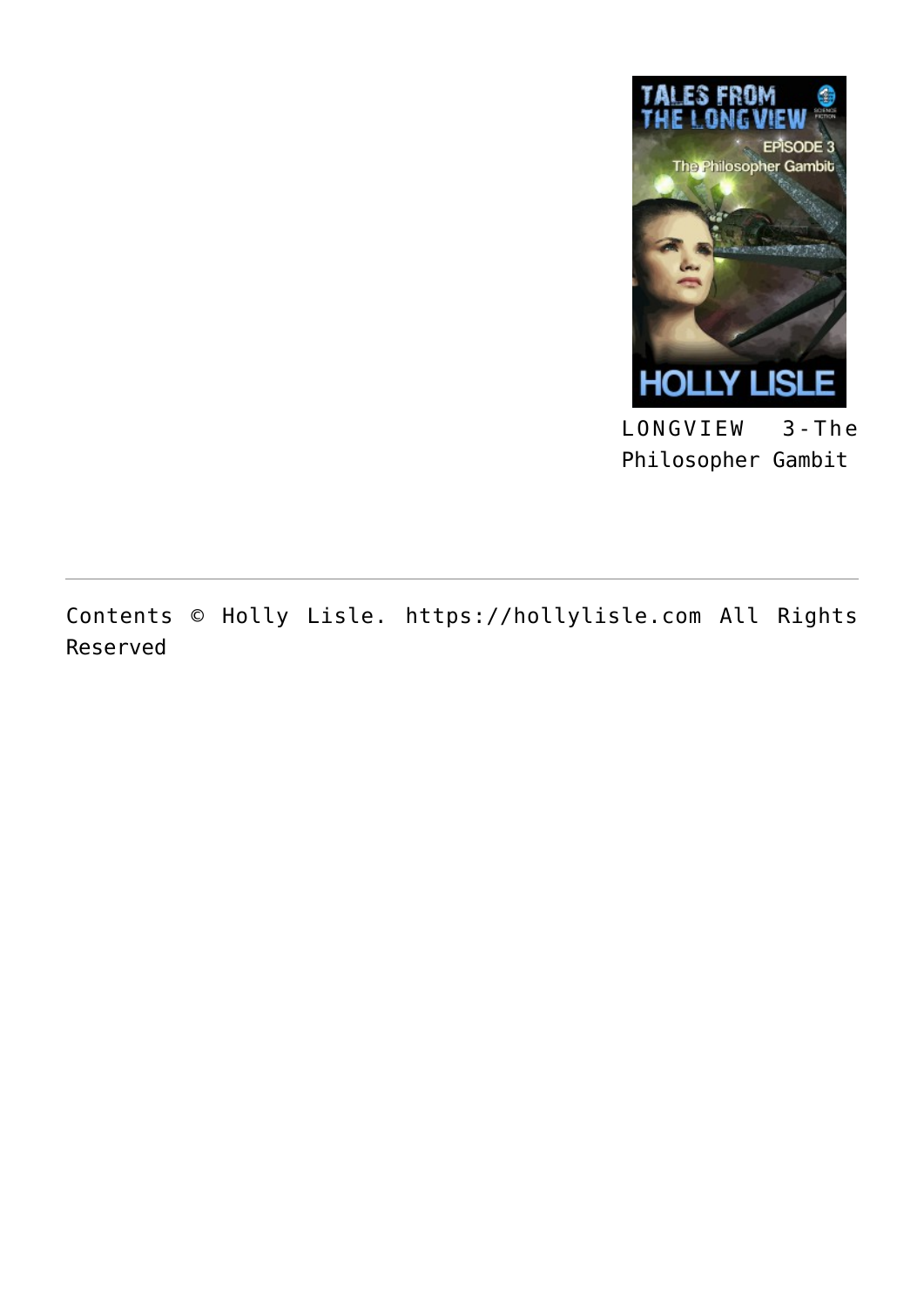LONGVIEW 3-The Philosopher Gambit

---

Contents © Holly Lisle. https://hollylisle.com All Rights Reserved